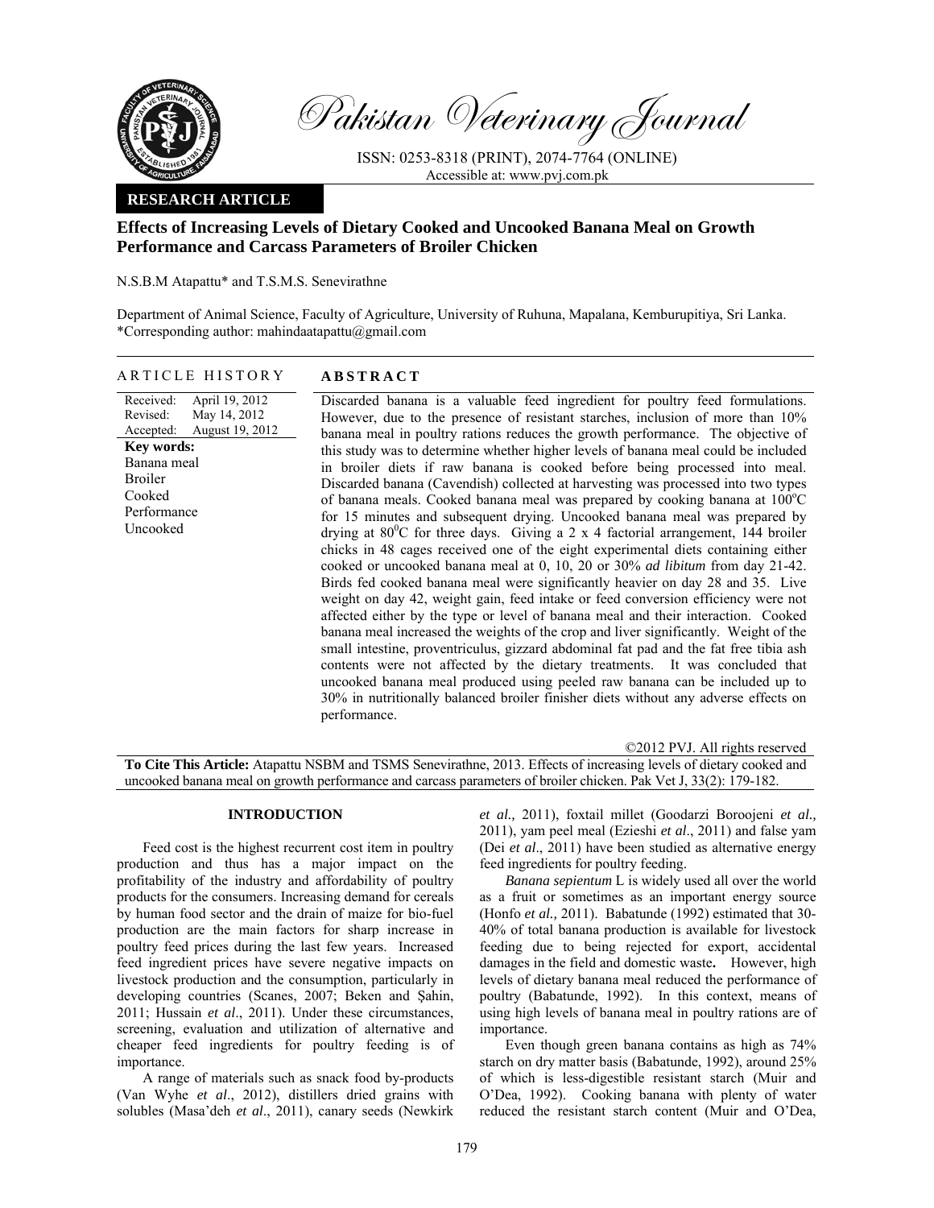Pakistan Veterinary Journal

ISSN: 0253-8318 (PRINT), 2074-7764 (ONLINE)
Accessible at: www.pvj.com.pk

**RESEARCH ARTICLE**

# Effects of Increasing Levels of Dietary Cooked and Uncooked Banana Meal on Growth Performance and Carcass Parameters of Broiler Chicken

N.S.B.M Atapattu* and T.S.M.S. Senevirathne

Department of Animal Science, Faculty of Agriculture, University of Ruhuna, Mapalana, Kemburupitiya, Sri Lanka.
*Corresponding author: mahindaatapattu@gmail.com

## ARTICLE HISTORY

Received: April 19, 2012
Revised: May 14, 2012
Accepted: August 19, 2012

**Key words:**
Banana meal
Broiler
Cooked
Performance
Uncooked

## ABSTRACT

Discarded banana is a valuable feed ingredient for poultry feed formulations. However, due to the presence of resistant starches, inclusion of more than 10% banana meal in poultry rations reduces the growth performance. The objective of this study was to determine whether higher levels of banana meal could be included in broiler diets if raw banana is cooked before being processed into meal. Discarded banana (Cavendish) collected at harvesting was processed into two types of banana meals. Cooked banana meal was prepared by cooking banana at 100$^o$C for 15 minutes and subsequent drying. Uncooked banana meal was prepared by drying at 80$^0$C for three days. Giving a 2 x 4 factorial arrangement, 144 broiler chicks in 48 cages received one of the eight experimental diets containing either cooked or uncooked banana meal at 0, 10, 20 or 30% *ad libitum* from day 21-42. Birds fed cooked banana meal were significantly heavier on day 28 and 35. Live weight on day 42, weight gain, feed intake or feed conversion efficiency were not affected either by the type or level of banana meal and their interaction. Cooked banana meal increased the weights of the crop and liver significantly. Weight of the small intestine, proventriculus, gizzard abdominal fat pad and the fat free tibia ash contents were not affected by the dietary treatments. It was concluded that uncooked banana meal produced using peeled raw banana can be included up to 30% in nutritionally balanced broiler finisher diets without any adverse effects on performance.

©2012 PVJ. All rights reserved

**To Cite This Article:** Atapattu NSBM and TSMS Senevirathne, 2013. Effects of increasing levels of dietary cooked and uncooked banana meal on growth performance and carcass parameters of broiler chicken. Pak Vet J, 33(2): 179-182.

## INTRODUCTION

Feed cost is the highest recurrent cost item in poultry production and thus has a major impact on the profitability of the industry and affordability of poultry products for the consumers. Increasing demand for cereals by human food sector and the drain of maize for bio-fuel production are the main factors for sharp increase in poultry feed prices during the last few years. Increased feed ingredient prices have severe negative impacts on livestock production and the consumption, particularly in developing countries (Scanes, 2007; Beken and Şahin, 2011; Hussain *et al*., 2011). Under these circumstances, screening, evaluation and utilization of alternative and cheaper feed ingredients for poultry feeding is of importance.

A range of materials such as snack food by-products (Van Wyhe *et al*., 2012), distillers dried grains with solubles (Masa'deh *et al*., 2011), canary seeds (Newkirk *et al.,* 2011), foxtail millet (Goodarzi Boroojeni *et al.,* 2011), yam peel meal (Ezieshi *et al*., 2011) and false yam (Dei *et al*., 2011) have been studied as alternative energy feed ingredients for poultry feeding.

*Banana sepientum* L is widely used all over the world as a fruit or sometimes as an important energy source (Honfo *et al.,* 2011). Babatunde (1992) estimated that 30-40% of total banana production is available for livestock feeding due to being rejected for export, accidental damages in the field and domestic waste**.** However, high levels of dietary banana meal reduced the performance of poultry (Babatunde, 1992). In this context, means of using high levels of banana meal in poultry rations are of importance.

Even though green banana contains as high as 74% starch on dry matter basis (Babatunde, 1992), around 25% of which is less-digestible resistant starch (Muir and O'Dea, 1992). Cooking banana with plenty of water reduced the resistant starch content (Muir and O'Dea,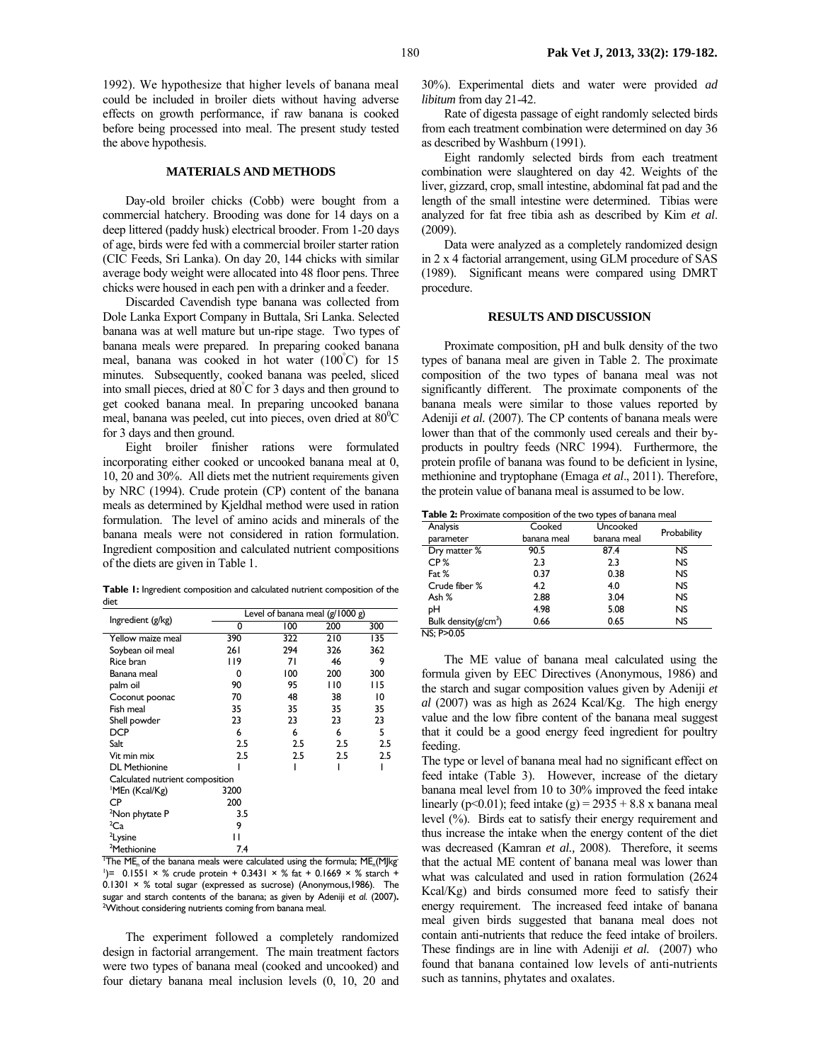1992). We hypothesize that higher levels of banana meal could be included in broiler diets without having adverse effects on growth performance, if raw banana is cooked before being processed into meal. The present study tested the above hypothesis.

## MATERIALS AND METHODS

Day-old broiler chicks (Cobb) were bought from a commercial hatchery. Brooding was done for 14 days on a deep littered (paddy husk) electrical brooder. From 1-20 days of age, birds were fed with a commercial broiler starter ration (CIC Feeds, Sri Lanka). On day 20, 144 chicks with similar average body weight were allocated into 48 floor pens. Three chicks were housed in each pen with a drinker and a feeder.

Discarded Cavendish type banana was collected from Dole Lanka Export Company in Buttala, Sri Lanka. Selected banana was at well mature but un-ripe stage. Two types of banana meals were prepared. In preparing cooked banana meal, banana was cooked in hot water (100°C) for 15 minutes. Subsequently, cooked banana was peeled, sliced into small pieces, dried at 80°C for 3 days and then ground to get cooked banana meal. In preparing uncooked banana meal, banana was peeled, cut into pieces, oven dried at 80°C for 3 days and then ground.

Eight broiler finisher rations were formulated incorporating either cooked or uncooked banana meal at 0, 10, 20 and 30%. All diets met the nutrient requirements given by NRC (1994). Crude protein (CP) content of the banana meals as determined by Kjeldhal method were used in ration formulation. The level of amino acids and minerals of the banana meals were not considered in ration formulation. Ingredient composition and calculated nutrient compositions of the diets are given in Table 1.

**Table 1:** Ingredient composition and calculated nutrient composition of the diet

| Ingredient (g/kg) | Level of banana meal (g/1000 g) | | | |
|---|---|---|---|---|
| | 0 | 100 | 200 | 300 |
| Yellow maize meal | 390 | 322 | 210 | 135 |
| Soybean oil meal | 261 | 294 | 326 | 362 |
| Rice bran | 119 | 71 | 46 | 9 |
| Banana meal | 0 | 100 | 200 | 300 |
| palm oil | 90 | 95 | 110 | 115 |
| Coconut poonac | 70 | 48 | 38 | 10 |
| Fish meal | 35 | 35 | 35 | 35 |
| Shell powder | 23 | 23 | 23 | 23 |
| DCP | 6 | 6 | 6 | 5 |
| Salt | 2.5 | 2.5 | 2.5 | 2.5 |
| Vit min mix | 2.5 | 2.5 | 2.5 | 2.5 |
| DL Methionine | 1 | 1 | 1 | 1 |
| Calculated nutrient composition | | | | |
| [1]MEn (Kcal/Kg) | 3200 | | | |
| CP | 200 | | | |
| [2]Non phytate P | 3.5 | | | |
| [2]Ca | 9 | | | |
| [2]Lysine | 11 | | | |
| [2]Methionine | 7.4 | | | |

[1]The $ME_n$ of the banana meals were calculated using the formula; $ME_n$(MJkg$^{-1}$)= 0.1551 × % crude protein + 0.3431 × % fat + 0.1669 × % starch + 0.1301 × % total sugar (expressed as sucrose) (Anonymous,1986). The sugar and starch contents of the banana; as given by Adeniji *et al.* (2007). [2]Without considering nutrients coming from banana meal.

The experiment followed a completely randomized design in factorial arrangement. The main treatment factors were two types of banana meal (cooked and uncooked) and four dietary banana meal inclusion levels (0, 10, 20 and 30%). Experimental diets and water were provided *ad libitum* from day 21-42.

Rate of digesta passage of eight randomly selected birds from each treatment combination were determined on day 36 as described by Washburn (1991).

Eight randomly selected birds from each treatment combination were slaughtered on day 42. Weights of the liver, gizzard, crop, small intestine, abdominal fat pad and the length of the small intestine were determined. Tibias were analyzed for fat free tibia ash as described by Kim *et al*. (2009).

Data were analyzed as a completely randomized design in 2 x 4 factorial arrangement, using GLM procedure of SAS (1989). Significant means were compared using DMRT procedure.

## RESULTS AND DISCUSSION

Proximate composition, pH and bulk density of the two types of banana meal are given in Table 2. The proximate composition of the two types of banana meal was not significantly different. The proximate components of the banana meals were similar to those values reported by Adeniji *et al.* (2007). The CP contents of banana meals were lower than that of the commonly used cereals and their by-products in poultry feeds (NRC 1994). Furthermore, the protein profile of banana was found to be deficient in lysine, methionine and tryptophane (Emaga *et al*., 2011). Therefore, the protein value of banana meal is assumed to be low.

**Table 2:** Proximate composition of the two types of banana meal

| Analysis parameter | Cooked banana meal | Uncooked banana meal | Probability |
|---|---|---|---|
| Dry matter % | 90.5 | 87.4 | NS |
| CP % | 2.3 | 2.3 | NS |
| Fat % | 0.37 | 0.38 | NS |
| Crude fiber % | 4.2 | 4.0 | NS |
| Ash % | 2.88 | 3.04 | NS |
| pH | 4.98 | 5.08 | NS |
| Bulk density($g/cm^3$) | 0.66 | 0.65 | NS |

NS; P>0.05

The ME value of banana meal calculated using the formula given by EEC Directives (Anonymous, 1986) and the starch and sugar composition values given by Adeniji *et al* (2007) was as high as 2624 Kcal/Kg. The high energy value and the low fibre content of the banana meal suggest that it could be a good energy feed ingredient for poultry feeding.

The type or level of banana meal had no significant effect on feed intake (Table 3). However, increase of the dietary banana meal level from 10 to 30% improved the feed intake linearly ($p<0.01$); feed intake (g) = 2935 + 8.8 x banana meal level (%). Birds eat to satisfy their energy requirement and thus increase the intake when the energy content of the diet was decreased (Kamran *et al.,* 2008). Therefore, it seems that the actual ME content of banana meal was lower than what was calculated and used in ration formulation (2624 Kcal/Kg) and birds consumed more feed to satisfy their energy requirement. The increased feed intake of banana meal given birds suggested that banana meal does not contain anti-nutrients that reduce the feed intake of broilers. These findings are in line with Adeniji *et al.* (2007) who found that banana contained low levels of anti-nutrients such as tannins, phytates and oxalates.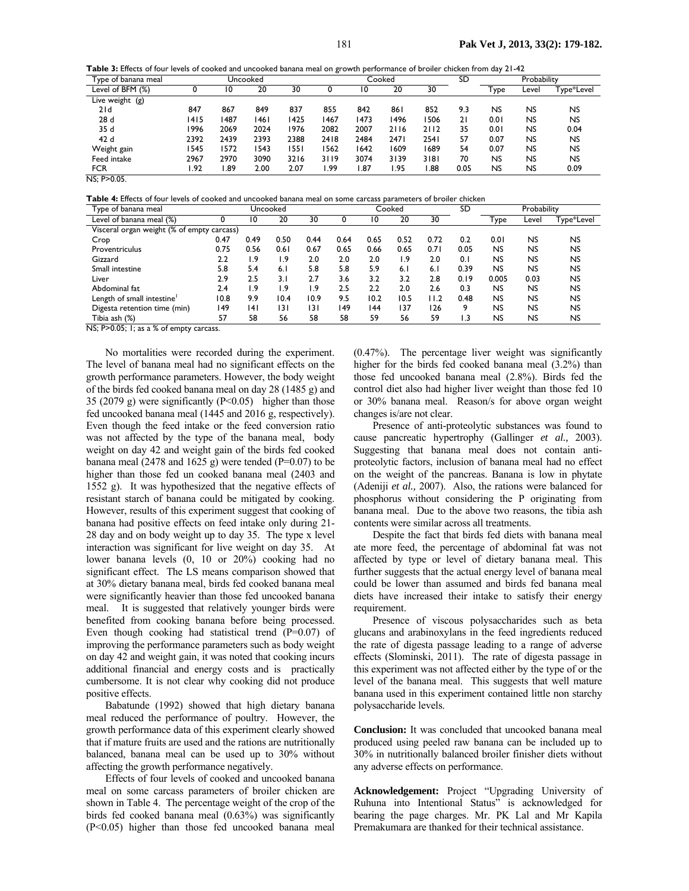**Table 3:** Effects of four levels of cooked and uncooked banana meal on growth performance of broiler chicken from day 21-42

| Type of banana meal | Uncooked | | | | Cooked | | | | SD | Probability | | |
|---|---|---|---|---|---|---|---|---|---|---|---|---|
| Level of BFM (%) | 0 | 10 | 20 | 30 | 0 | 10 | 20 | 30 | | Type | Level | Type*Level |
| Live weight (g) | | | | | | | | | | | | |
| 21d | 847 | 867 | 849 | 837 | 855 | 842 | 861 | 852 | 9.3 | NS | NS | NS |
| 28 d | 1415 | 1487 | 1461 | 1425 | 1467 | 1473 | 1496 | 1506 | 21 | 0.01 | NS | NS |
| 35 d | 1996 | 2069 | 2024 | 1976 | 2082 | 2007 | 2116 | 2112 | 35 | 0.01 | NS | 0.04 |
| 42 d | 2392 | 2439 | 2393 | 2388 | 2418 | 2484 | 2471 | 2541 | 57 | 0.07 | NS | NS |
| Weight gain | 1545 | 1572 | 1543 | 1551 | 1562 | 1642 | 1609 | 1689 | 54 | 0.07 | NS | NS |
| Feed intake | 2967 | 2970 | 3090 | 3216 | 3119 | 3074 | 3139 | 3181 | 70 | NS | NS | NS |
| FCR | 1.92 | 1.89 | 2.00 | 2.07 | 1.99 | 1.87 | 1.95 | 1.88 | 0.05 | NS | NS | 0.09 |

NS; P>0.05.

**Table 4:** Effects of four levels of cooked and uncooked banana meal on some carcass parameters of broiler chicken

| Type of banana meal | Uncooked | | | | Cooked | | | | SD | Probability | | |
|---|---|---|---|---|---|---|---|---|---|---|---|---|
| Level of banana meal (%) | 0 | 10 | 20 | 30 | 0 | 10 | 20 | 30 | | Type | Level | Type*Level |
| Visceral organ weight (% of empty carcass) | | | | | | | | | | | | |
| Crop | 0.47 | 0.49 | 0.50 | 0.44 | 0.64 | 0.65 | 0.52 | 0.72 | 0.2 | 0.01 | NS | NS |
| Proventriculus | 0.75 | 0.56 | 0.61 | 0.67 | 0.65 | 0.66 | 0.65 | 0.71 | 0.05 | NS | NS | NS |
| Gizzard | 2.2 | 1.9 | 1.9 | 2.0 | 2.0 | 2.0 | 1.9 | 2.0 | 0.1 | NS | NS | NS |
| Small intestine | 5.8 | 5.4 | 6.1 | 5.8 | 5.8 | 5.9 | 6.1 | 6.1 | 0.39 | NS | NS | NS |
| Liver | 2.9 | 2.5 | 3.1 | 2.7 | 3.6 | 3.2 | 3.2 | 2.8 | 0.19 | 0.005 | 0.03 | NS |
| Abdominal fat | 2.4 | 1.9 | 1.9 | 1.9 | 2.5 | 2.2 | 2.0 | 2.6 | 0.3 | NS | NS | NS |
| Length of small intestine[1] | 10.8 | 9.9 | 10.4 | 10.9 | 9.5 | 10.2 | 10.5 | 11.2 | 0.48 | NS | NS | NS |
| Digesta retention time (min) | 149 | 141 | 131 | 131 | 149 | 144 | 137 | 126 | 9 | NS | NS | NS |
| Tibia ash (%) | 57 | 58 | 56 | 58 | 58 | 59 | 56 | 59 | 1.3 | NS | NS | NS |

NS; P>0.05; 1; as a % of empty carcass.

No mortalities were recorded during the experiment. The level of banana meal had no significant effects on the growth performance parameters. However, the body weight of the birds fed cooked banana meal on day 28 (1485 g) and 35 (2079 g) were significantly ($P<0.05$) higher than those fed uncooked banana meal (1445 and 2016 g, respectively). Even though the feed intake or the feed conversion ratio was not affected by the type of the banana meal, body weight on day 42 and weight gain of the birds fed cooked banana meal (2478 and 1625 g) were tended ($P=0.07$) to be higher than those fed un cooked banana meal (2403 and 1552 g). It was hypothesized that the negative effects of resistant starch of banana could be mitigated by cooking. However, results of this experiment suggest that cooking of banana had positive effects on feed intake only during 21-28 day and on body weight up to day 35. The type x level interaction was significant for live weight on day 35. At lower banana levels (0, 10 or 20%) cooking had no significant effect. The LS means comparison showed that at 30% dietary banana meal, birds fed cooked banana meal were significantly heavier than those fed uncooked banana meal. It is suggested that relatively younger birds were benefited from cooking banana before being processed. Even though cooking had statistical trend ($P=0.07$) of improving the performance parameters such as body weight on day 42 and weight gain, it was noted that cooking incurs additional financial and energy costs and is practically cumbersome. It is not clear why cooking did not produce positive effects.

Babatunde (1992) showed that high dietary banana meal reduced the performance of poultry. However, the growth performance data of this experiment clearly showed that if mature fruits are used and the rations are nutritionally balanced, banana meal can be used up to 30% without affecting the growth performance negatively.

Effects of four levels of cooked and uncooked banana meal on some carcass parameters of broiler chicken are shown in Table 4. The percentage weight of the crop of the birds fed cooked banana meal (0.63%) was significantly ($P<0.05$) higher than those fed uncooked banana meal (0.47%). The percentage liver weight was significantly higher for the birds fed cooked banana meal (3.2%) than those fed uncooked banana meal (2.8%). Birds fed the control diet also had higher liver weight than those fed 10 or 30% banana meal. Reason/s for above organ weight changes is/are not clear.

Presence of anti-proteolytic substances was found to cause pancreatic hypertrophy (Gallinger *et al.,* 2003). Suggesting that banana meal does not contain anti-proteolytic factors, inclusion of banana meal had no effect on the weight of the pancreas. Banana is low in phytate (Adeniji *et al.,* 2007). Also, the rations were balanced for phosphorus without considering the P originating from banana meal. Due to the above two reasons, the tibia ash contents were similar across all treatments.

Despite the fact that birds fed diets with banana meal ate more feed, the percentage of abdominal fat was not affected by type or level of dietary banana meal. This further suggests that the actual energy level of banana meal could be lower than assumed and birds fed banana meal diets have increased their intake to satisfy their energy requirement.

Presence of viscous polysaccharides such as beta glucans and arabinoxylans in the feed ingredients reduced the rate of digesta passage leading to a range of adverse effects (Slominski, 2011). The rate of digesta passage in this experiment was not affected either by the type of or the level of the banana meal. This suggests that well mature banana used in this experiment contained little non starchy polysaccharide levels.

**Conclusion:** It was concluded that uncooked banana meal produced using peeled raw banana can be included up to 30% in nutritionally balanced broiler finisher diets without any adverse effects on performance.

**Acknowledgement:** Project "Upgrading University of Ruhuna into Intentional Status" is acknowledged for bearing the page charges. Mr. PK Lal and Mr Kapila Premakumara are thanked for their technical assistance.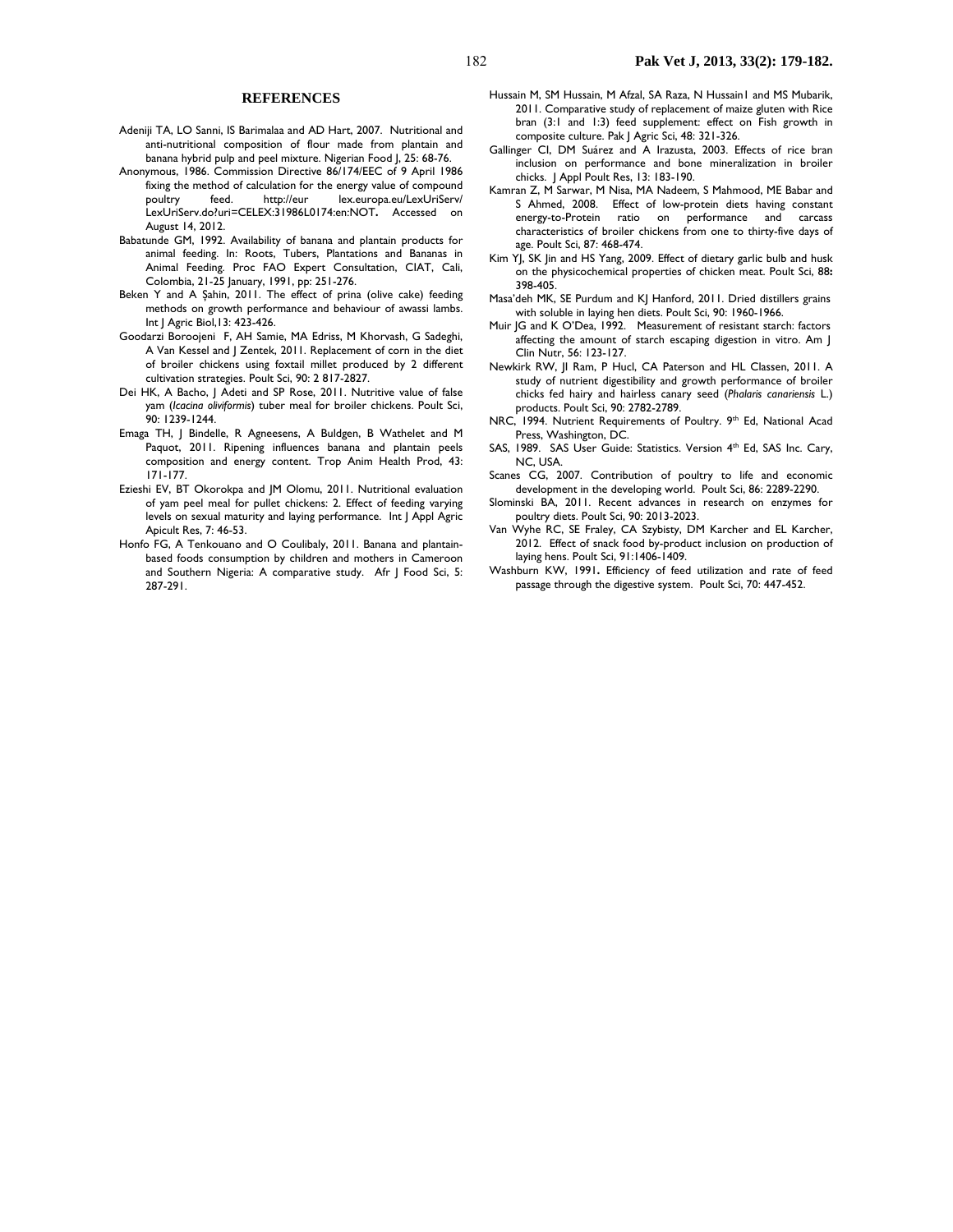## REFERENCES

Adeniji TA, LO Sanni, IS Barimalaa and AD Hart, 2007. Nutritional and anti-nutritional composition of flour made from plantain and banana hybrid pulp and peel mixture. Nigerian Food J, 25: 68-76.

Anonymous, 1986. Commission Directive 86/174/EEC of 9 April 1986 fixing the method of calculation for the energy value of compound poultry feed. http://eur lex.europa.eu/LexUriServ/LexUriServ.do?uri=CELEX:31986L0174:en:NOT**.** Accessed on August 14, 2012.

Babatunde GM, 1992. Availability of banana and plantain products for animal feeding. In: Roots, Tubers, Plantations and Bananas in Animal Feeding. Proc FAO Expert Consultation, CIAT, Cali, Colombia, 21-25 January, 1991, pp: 251-276.

Beken Y and A Şahin, 2011. The effect of prina (olive cake) feeding methods on growth performance and behaviour of awassi lambs. Int J Agric Biol,13: 423-426.

Goodarzi Boroojeni F, AH Samie, MA Edriss, M Khorvash, G Sadeghi, A Van Kessel and J Zentek, 2011. Replacement of corn in the diet of broiler chickens using foxtail millet produced by 2 different cultivation strategies. Poult Sci, 90: 2 817-2827.

Dei HK, A Bacho, J Adeti and SP Rose, 2011. Nutritive value of false yam (*Icacina oliviformis*) tuber meal for broiler chickens. Poult Sci, 90: 1239-1244.

Emaga TH, J Bindelle, R Agneesens, A Buldgen, B Wathelet and M Paquot, 2011. Ripening influences banana and plantain peels composition and energy content. Trop Anim Health Prod, 43: 171-177.

Ezieshi EV, BT Okorokpa and JM Olomu, 2011. Nutritional evaluation of yam peel meal for pullet chickens: 2. Effect of feeding varying levels on sexual maturity and laying performance. Int J Appl Agric Apicult Res, 7: 46-53.

Honfo FG, A Tenkouano and O Coulibaly, 2011. Banana and plantain-based foods consumption by children and mothers in Cameroon and Southern Nigeria: A comparative study. Afr J Food Sci, 5: 287-291.

Hussain M, SM Hussain, M Afzal, SA Raza, N Hussain1 and MS Mubarik, 2011. Comparative study of replacement of maize gluten with Rice bran (3:1 and 1:3) feed supplement: effect on Fish growth in composite culture. Pak J Agric Sci, 48: 321-326.

Gallinger CI, DM Suárez and A Irazusta, 2003. Effects of rice bran inclusion on performance and bone mineralization in broiler chicks. J Appl Poult Res, 13: 183-190.

Kamran Z, M Sarwar, M Nisa, MA Nadeem, S Mahmood, ME Babar and S Ahmed, 2008. Effect of low-protein diets having constant energy-to-Protein ratio on performance and carcass characteristics of broiler chickens from one to thirty-five days of age. Poult Sci, 87: 468-474.

Kim YJ, SK Jin and HS Yang, 2009. Effect of dietary garlic bulb and husk on the physicochemical properties of chicken meat. Poult Sci, 88**:** 398-405.

Masa'deh MK, SE Purdum and KJ Hanford, 2011. Dried distillers grains with soluble in laying hen diets. Poult Sci, 90: 1960-1966.

Muir JG and K O'Dea, 1992. Measurement of resistant starch: factors affecting the amount of starch escaping digestion in vitro. Am J Clin Nutr, 56: 123-127.

Newkirk RW, JI Ram, P Hucl, CA Paterson and HL Classen, 2011. A study of nutrient digestibility and growth performance of broiler chicks fed hairy and hairless canary seed (*Phalaris canariensis* L.) products. Poult Sci, 90: 2782-2789.

NRC, 1994. Nutrient Requirements of Poultry. 9th Ed, National Acad Press, Washington, DC.

SAS, 1989. SAS User Guide: Statistics. Version 4th Ed, SAS Inc. Cary, NC, USA.

Scanes CG, 2007. Contribution of poultry to life and economic development in the developing world. Poult Sci, 86: 2289-2290.

Slominski BA, 2011. Recent advances in research on enzymes for poultry diets. Poult Sci, 90: 2013-2023.

Van Wyhe RC, SE Fraley, CA Szybisty, DM Karcher and EL Karcher, 2012. Effect of snack food by-product inclusion on production of laying hens. Poult Sci, 91:1406-1409.

Washburn KW, 1991**.** Efficiency of feed utilization and rate of feed passage through the digestive system. Poult Sci, 70: 447-452.